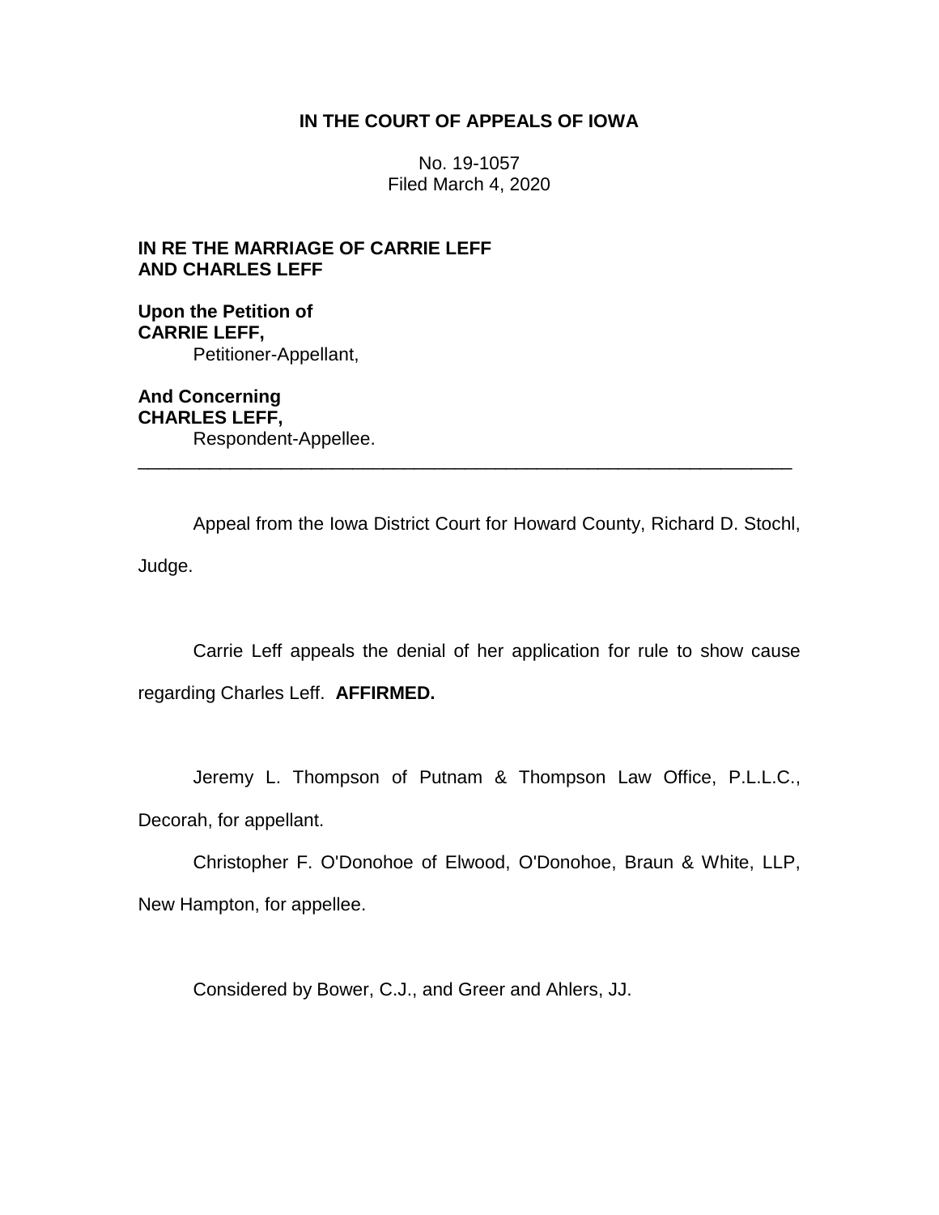**IN THE COURT OF APPEALS OF IOWA**

No. 19-1057
Filed March 4, 2020

**IN RE THE MARRIAGE OF CARRIE LEFF AND CHARLES LEFF**

**Upon the Petition of**
**CARRIE LEFF,**
Petitioner-Appellant,

**And Concerning**
**CHARLES LEFF,**
Respondent-Appellee.

---

Appeal from the Iowa District Court for Howard County, Richard D. Stochl, Judge.

Carrie Leff appeals the denial of her application for rule to show cause regarding Charles Leff. **AFFIRMED.**

Jeremy L. Thompson of Putnam & Thompson Law Office, P.L.L.C., Decorah, for appellant.

Christopher F. O'Donohoe of Elwood, O'Donohoe, Braun & White, LLP, New Hampton, for appellee.

Considered by Bower, C.J., and Greer and Ahlers, JJ.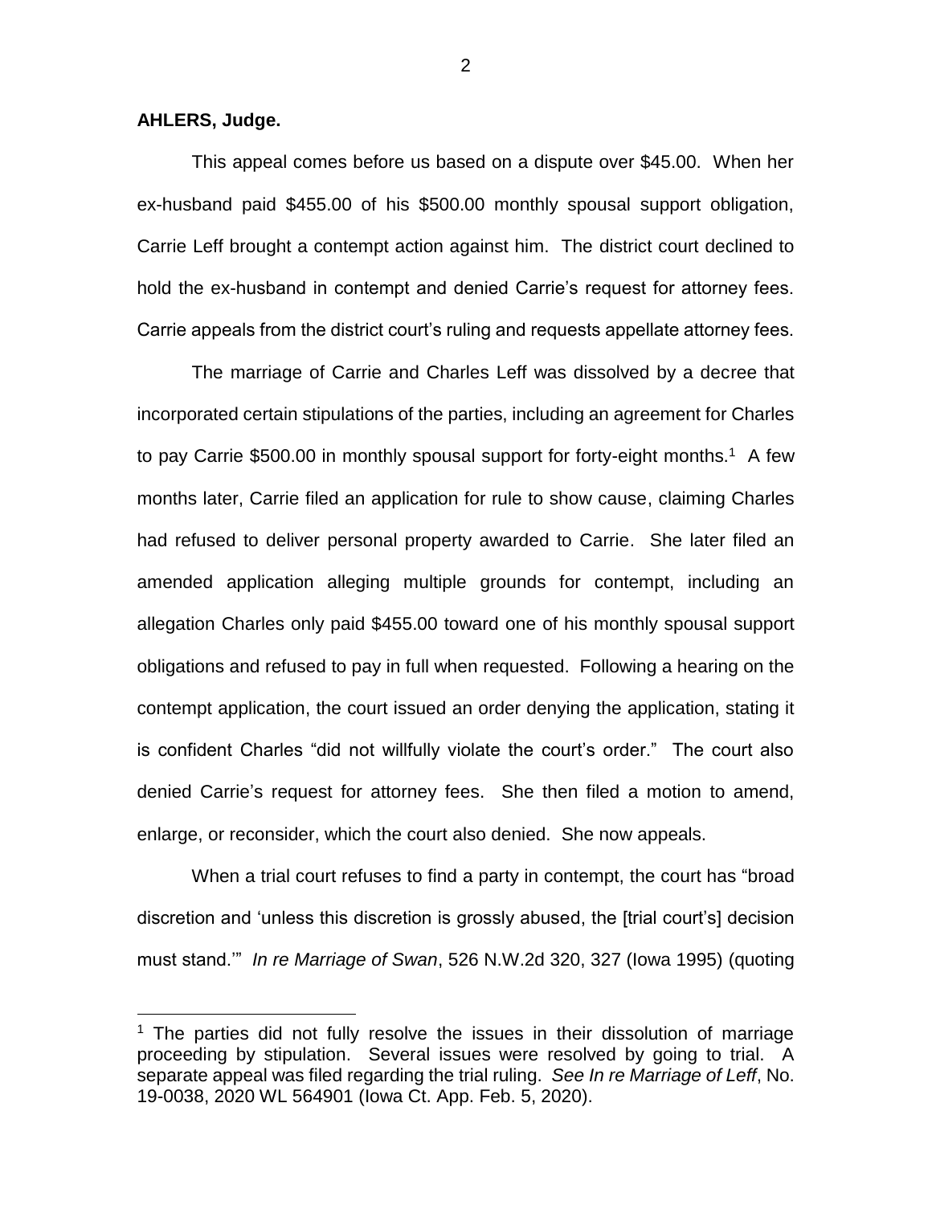**AHLERS, Judge.**

This appeal comes before us based on a dispute over $45.00. When her ex-husband paid $455.00 of his $500.00 monthly spousal support obligation, Carrie Leff brought a contempt action against him. The district court declined to hold the ex-husband in contempt and denied Carrie's request for attorney fees. Carrie appeals from the district court's ruling and requests appellate attorney fees.

The marriage of Carrie and Charles Leff was dissolved by a decree that incorporated certain stipulations of the parties, including an agreement for Charles to pay Carrie $500.00 in monthly spousal support for forty-eight months.[1] A few months later, Carrie filed an application for rule to show cause, claiming Charles had refused to deliver personal property awarded to Carrie. She later filed an amended application alleging multiple grounds for contempt, including an allegation Charles only paid $455.00 toward one of his monthly spousal support obligations and refused to pay in full when requested. Following a hearing on the contempt application, the court issued an order denying the application, stating it is confident Charles "did not willfully violate the court's order." The court also denied Carrie's request for attorney fees. She then filed a motion to amend, enlarge, or reconsider, which the court also denied. She now appeals.

When a trial court refuses to find a party in contempt, the court has "broad discretion and 'unless this discretion is grossly abused, the [trial court's] decision must stand.'" *In re Marriage of Swan*, 526 N.W.2d 320, 327 (Iowa 1995) (quoting

---

[1] The parties did not fully resolve the issues in their dissolution of marriage proceeding by stipulation. Several issues were resolved by going to trial. A separate appeal was filed regarding the trial ruling. *See In re Marriage of Leff*, No. 19-0038, 2020 WL 564901 (Iowa Ct. App. Feb. 5, 2020).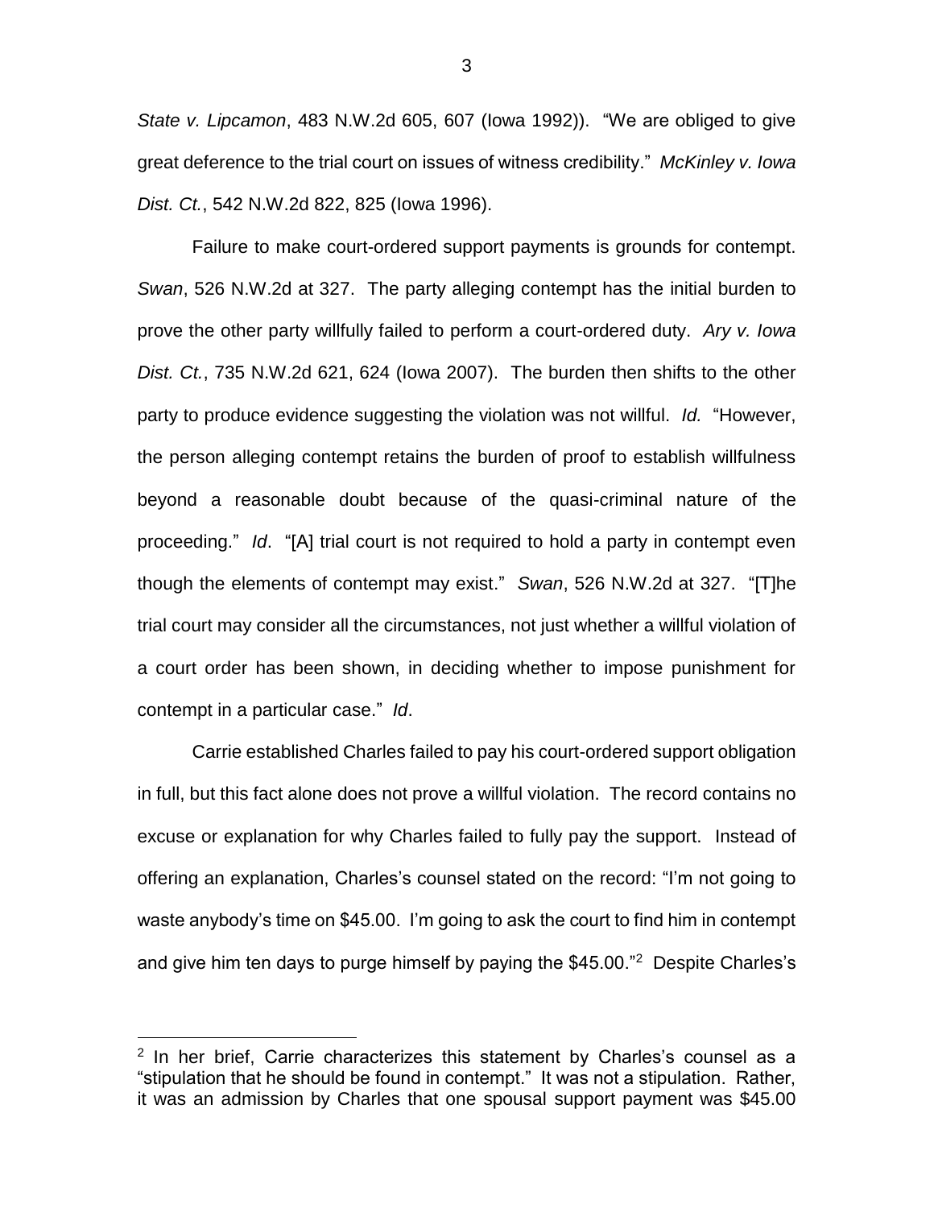*State v. Lipcamon*, 483 N.W.2d 605, 607 (Iowa 1992)). "We are obliged to give great deference to the trial court on issues of witness credibility." *McKinley v. Iowa Dist. Ct.*, 542 N.W.2d 822, 825 (Iowa 1996).

Failure to make court-ordered support payments is grounds for contempt. *Swan*, 526 N.W.2d at 327. The party alleging contempt has the initial burden to prove the other party willfully failed to perform a court-ordered duty. *Ary v. Iowa Dist. Ct.*, 735 N.W.2d 621, 624 (Iowa 2007). The burden then shifts to the other party to produce evidence suggesting the violation was not willful. *Id.* "However, the person alleging contempt retains the burden of proof to establish willfulness beyond a reasonable doubt because of the quasi-criminal nature of the proceeding." *Id*. "[A] trial court is not required to hold a party in contempt even though the elements of contempt may exist." *Swan*, 526 N.W.2d at 327. "[T]he trial court may consider all the circumstances, not just whether a willful violation of a court order has been shown, in deciding whether to impose punishment for contempt in a particular case." *Id*.

Carrie established Charles failed to pay his court-ordered support obligation in full, but this fact alone does not prove a willful violation. The record contains no excuse or explanation for why Charles failed to fully pay the support. Instead of offering an explanation, Charles's counsel stated on the record: "I'm not going to waste anybody's time on $45.00. I'm going to ask the court to find him in contempt and give him ten days to purge himself by paying the $45.00."[2] Despite Charles's

[2] In her brief, Carrie characterizes this statement by Charles's counsel as a "stipulation that he should be found in contempt." It was not a stipulation. Rather, it was an admission by Charles that one spousal support payment was $45.00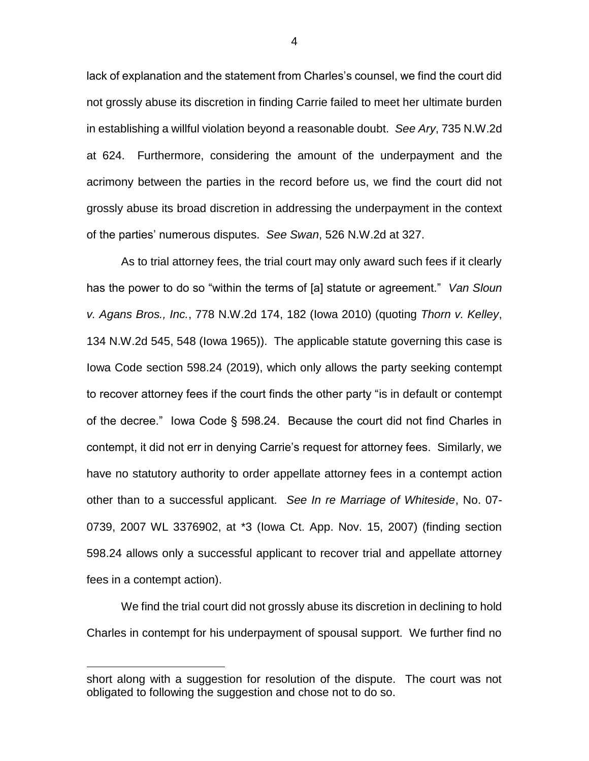lack of explanation and the statement from Charles's counsel, we find the court did not grossly abuse its discretion in finding Carrie failed to meet her ultimate burden in establishing a willful violation beyond a reasonable doubt. *See Ary*, 735 N.W.2d at 624. Furthermore, considering the amount of the underpayment and the acrimony between the parties in the record before us, we find the court did not grossly abuse its broad discretion in addressing the underpayment in the context of the parties' numerous disputes. *See Swan*, 526 N.W.2d at 327.

As to trial attorney fees, the trial court may only award such fees if it clearly has the power to do so "within the terms of [a] statute or agreement." *Van Sloun v. Agans Bros., Inc.*, 778 N.W.2d 174, 182 (Iowa 2010) (quoting *Thorn v. Kelley*, 134 N.W.2d 545, 548 (Iowa 1965)). The applicable statute governing this case is Iowa Code section 598.24 (2019), which only allows the party seeking contempt to recover attorney fees if the court finds the other party "is in default or contempt of the decree." Iowa Code § 598.24. Because the court did not find Charles in contempt, it did not err in denying Carrie's request for attorney fees. Similarly, we have no statutory authority to order appellate attorney fees in a contempt action other than to a successful applicant. *See In re Marriage of Whiteside*, No. 07-0739, 2007 WL 3376902, at *3 (Iowa Ct. App. Nov. 15, 2007) (finding section 598.24 allows only a successful applicant to recover trial and appellate attorney fees in a contempt action).

We find the trial court did not grossly abuse its discretion in declining to hold Charles in contempt for his underpayment of spousal support. We further find no

---

short along with a suggestion for resolution of the dispute. The court was not obligated to following the suggestion and chose not to do so.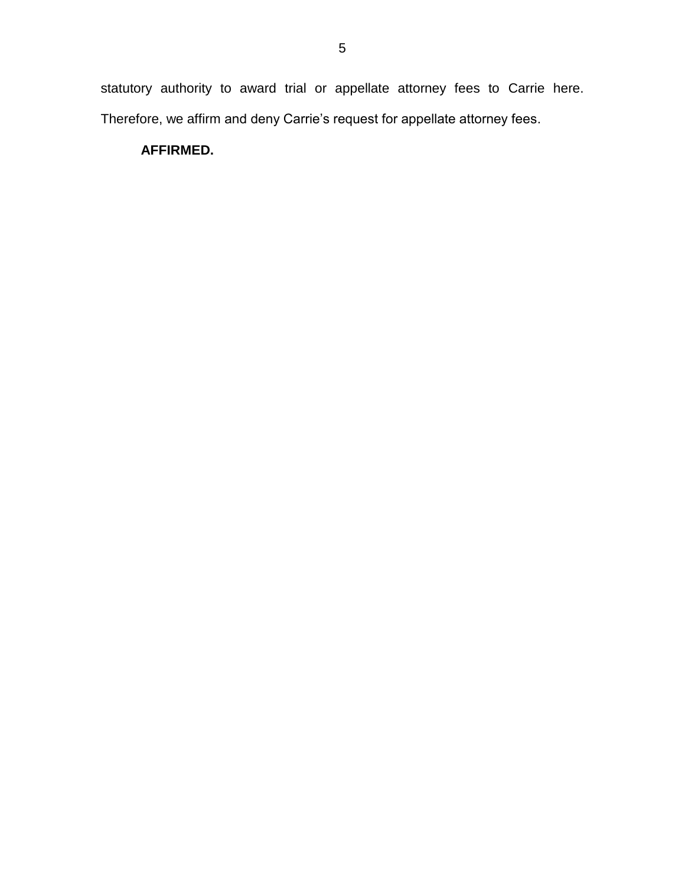statutory authority to award trial or appellate attorney fees to Carrie here. Therefore, we affirm and deny Carrie's request for appellate attorney fees.

**AFFIRMED.**